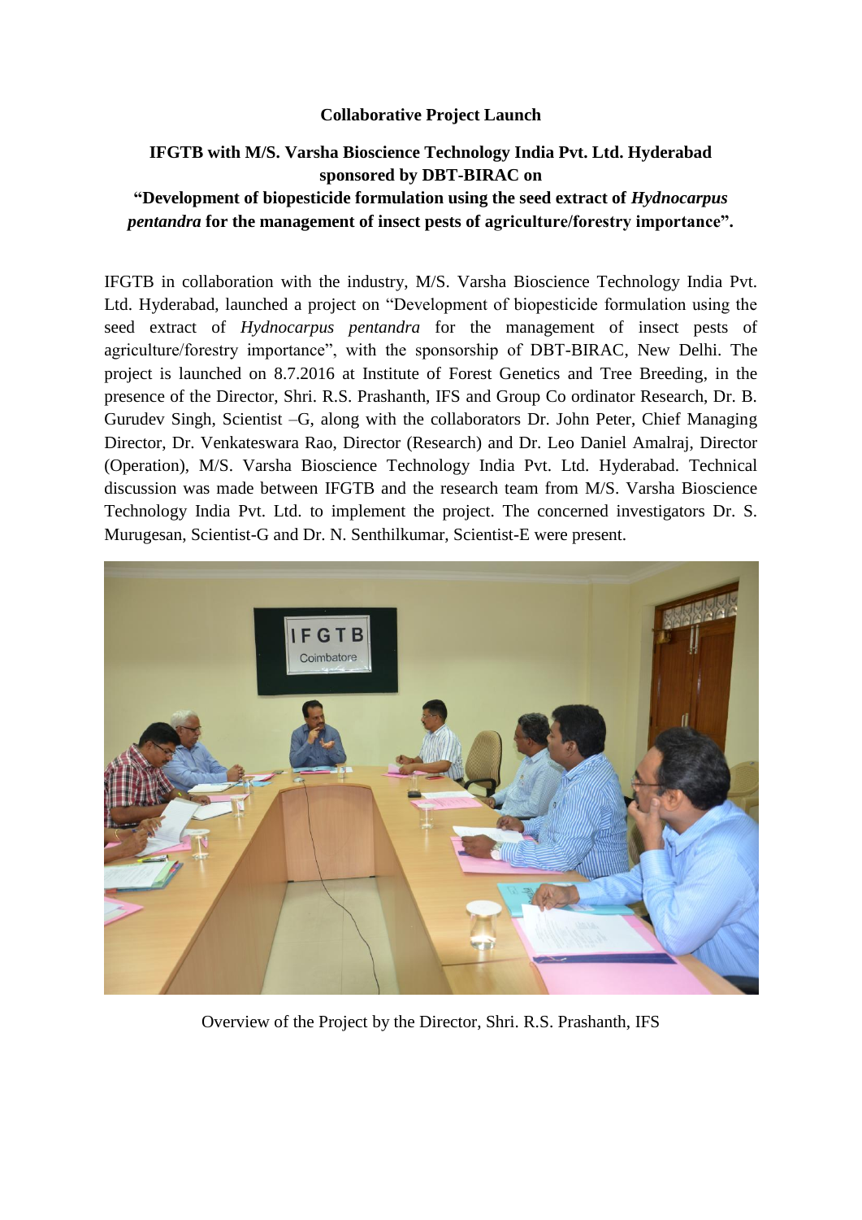**Collaborative Project Launch**

**IFGTB with M/S. Varsha Bioscience Technology India Pvt. Ltd. Hyderabad sponsored by DBT-BIRAC on**

**"Development of biopesticide formulation using the seed extract of *Hydnocarpus pentandra* for the management of insect pests of agriculture/forestry importance".**

IFGTB in collaboration with the industry, M/S. Varsha Bioscience Technology India Pvt. Ltd. Hyderabad, launched a project on "Development of biopesticide formulation using the seed extract of *Hydnocarpus pentandra* for the management of insect pests of agriculture/forestry importance", with the sponsorship of DBT-BIRAC, New Delhi. The project is launched on 8.7.2016 at Institute of Forest Genetics and Tree Breeding, in the presence of the Director, Shri. R.S. Prashanth, IFS and Group Co ordinator Research, Dr. B. Gurudev Singh, Scientist –G, along with the collaborators Dr. John Peter, Chief Managing Director, Dr. Venkateswara Rao, Director (Research) and Dr. Leo Daniel Amalraj, Director (Operation), M/S. Varsha Bioscience Technology India Pvt. Ltd. Hyderabad. Technical discussion was made between IFGTB and the research team from M/S. Varsha Bioscience Technology India Pvt. Ltd. to implement the project. The concerned investigators Dr. S. Murugesan, Scientist-G and Dr. N. Senthilkumar, Scientist-E were present.

Overview of the Project by the Director, Shri. R.S. Prashanth, IFS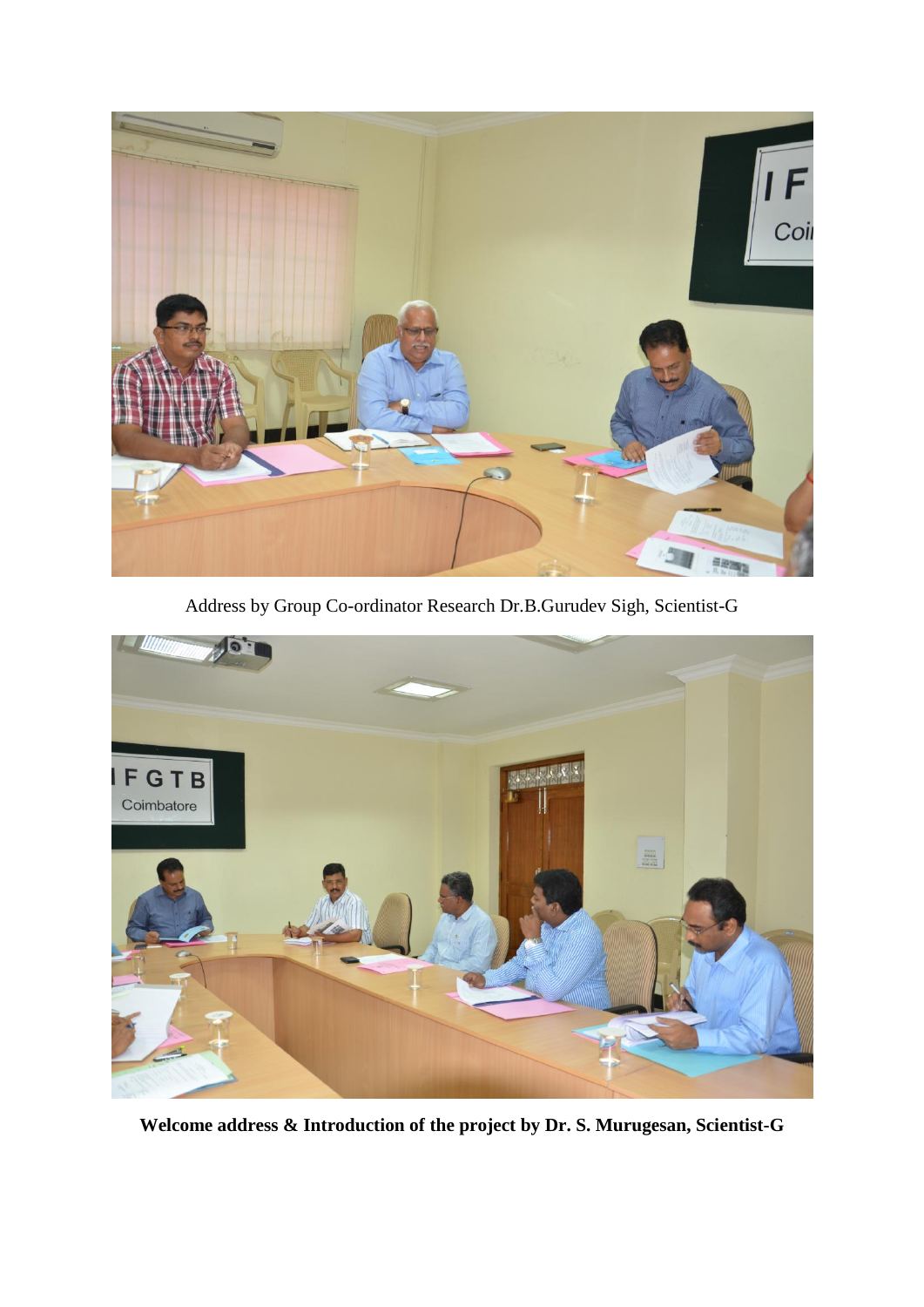Address by Group Co-ordinator Research Dr.B.Gurudev Sigh, Scientist-G

**Welcome address & Introduction of the project by Dr. S. Murugesan, Scientist-G**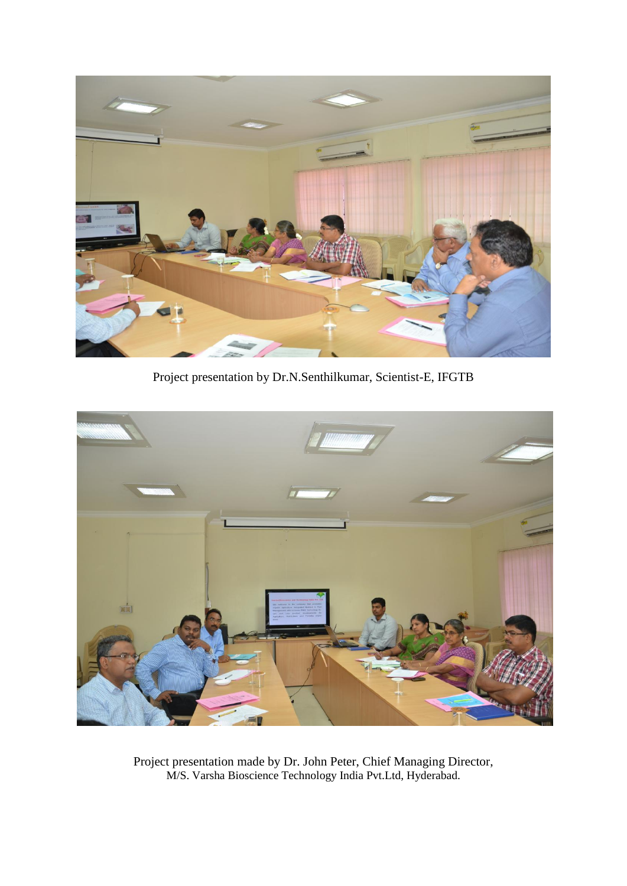Project presentation by Dr.N.Senthilkumar, Scientist-E, IFGTB

Project presentation made by Dr. John Peter, Chief Managing Director, M/S. Varsha Bioscience Technology India Pvt.Ltd, Hyderabad.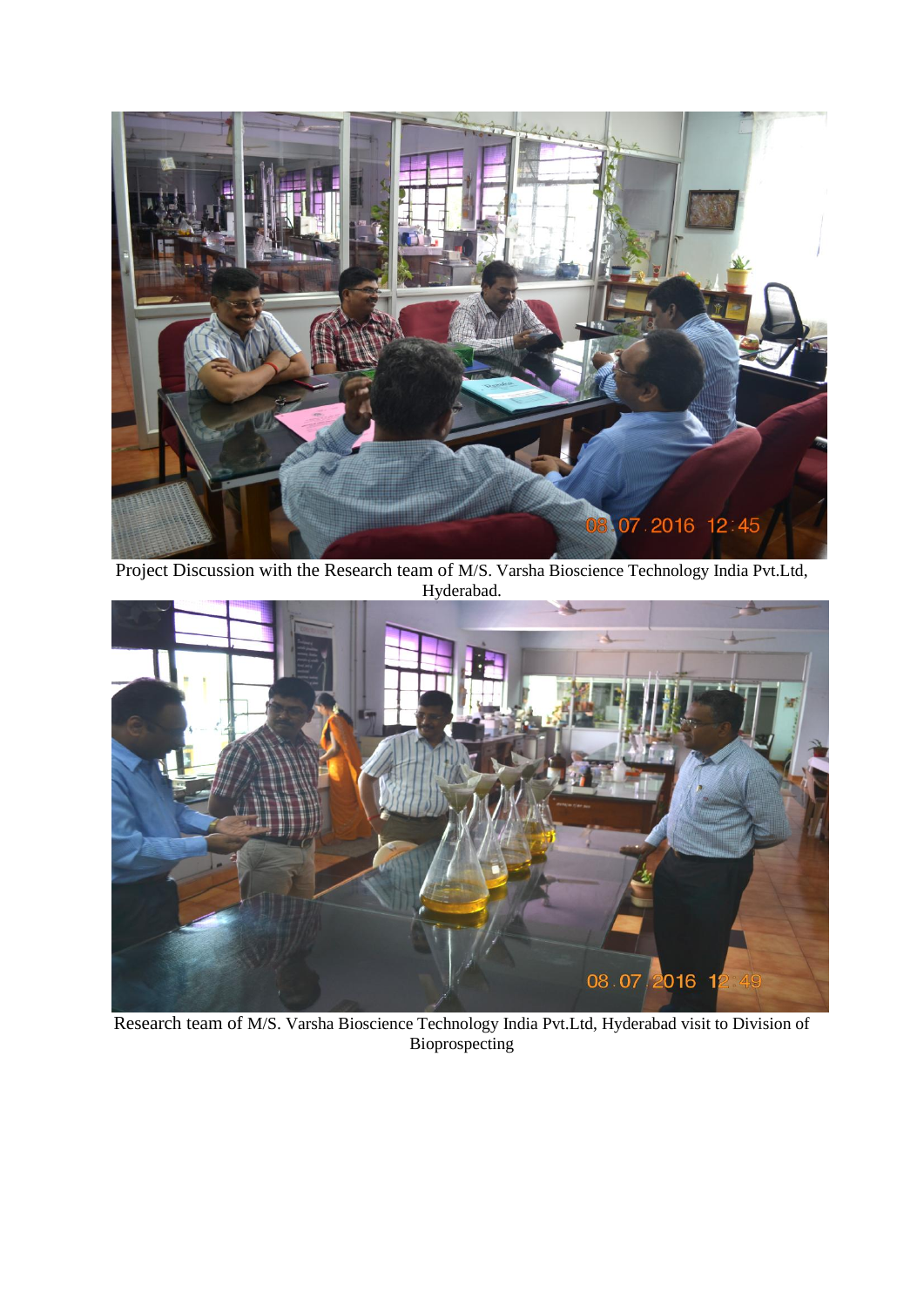Project Discussion with the Research team of M/S. Varsha Bioscience Technology India Pvt.Ltd, Hyderabad.

Research team of M/S. Varsha Bioscience Technology India Pvt.Ltd, Hyderabad visit to Division of Bioprospecting